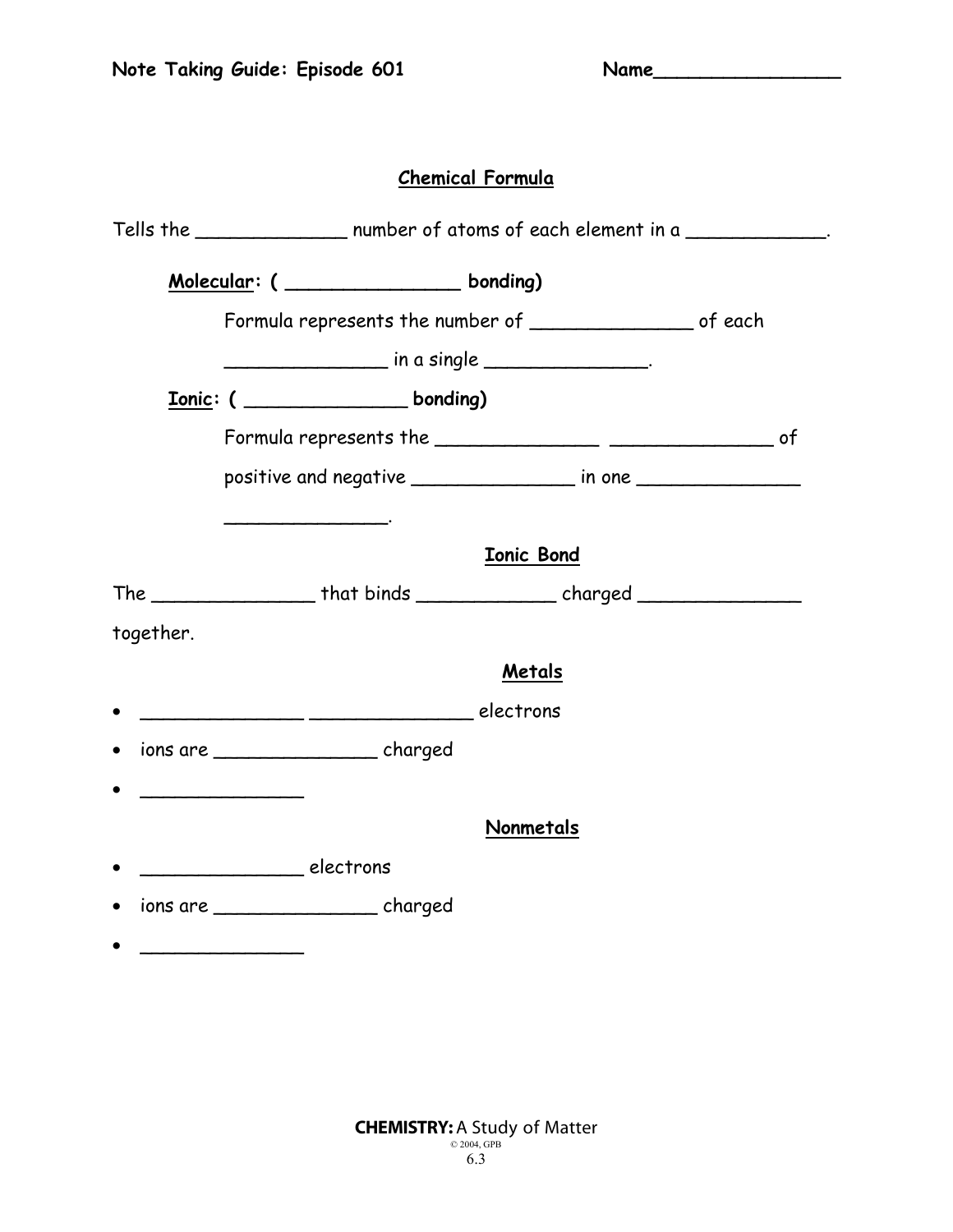**Note Taking Guide: Episode 601** **Name_______________**

## Chemical Formula

Tells the _____________ number of atoms of each element in a ____________.

**Molecular**: ( _______________ bonding)

Formula represents the number of ______________ of each ______________ in a single ______________.

**Ionic**: ( ______________ bonding)

Formula represents the ______________ ______________ of positive and negative ______________ in one ______________ ______________.

## Ionic Bond

The ______________ that binds ____________ charged ______________ together.

## Metals

- ______________ ______________ electrons
- ions are ______________ charged
- ______________

## Nonmetals

- ______________ electrons
- ions are ______________ charged
- ______________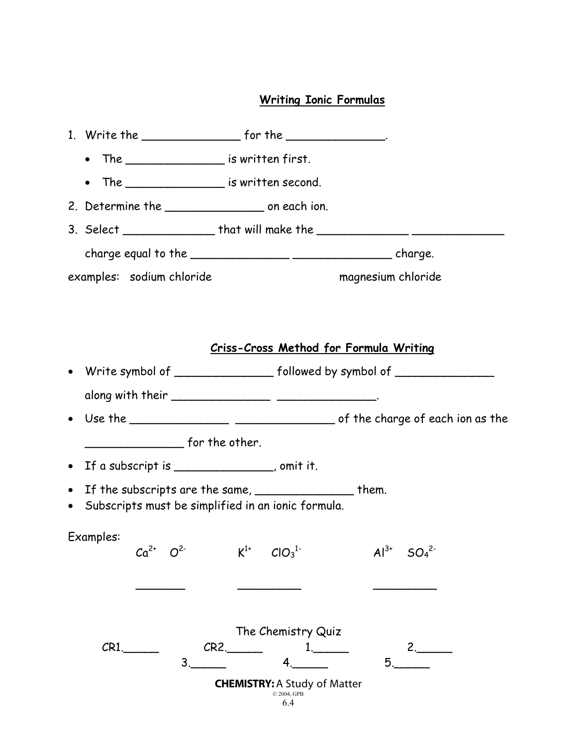## Writing Ionic Formulas

1. Write the ______________ for the ______________.
   - The ______________ is written first.
   - The ______________ is written second.
2. Determine the ______________ on each ion.
3. Select _____________ that will make the _____________ _____________ charge equal to the ______________ ______________ charge.

examples: sodium chloride magnesium chloride

## Criss-Cross Method for Formula Writing

- Write symbol of ______________ followed by symbol of ______________ along with their ______________ ______________.
- Use the ______________ ______________ of the charge of each ion as the ______________ for the other.
- If a subscript is ______________, omit it.
- If the subscripts are the same, ______________ them.
- Subscripts must be simplified in an ionic formula.

Examples:

$Ca^{2+}$ $O^{2-}$ $K^{1+}$ $ClO_3^{1-}$ $Al^{3+}$ $SO_4^{2-}$

_______ _________ _________

The Chemistry Quiz

CR1._____ CR2._____ 1._____ 2._____

3._____ 4._____ 5._____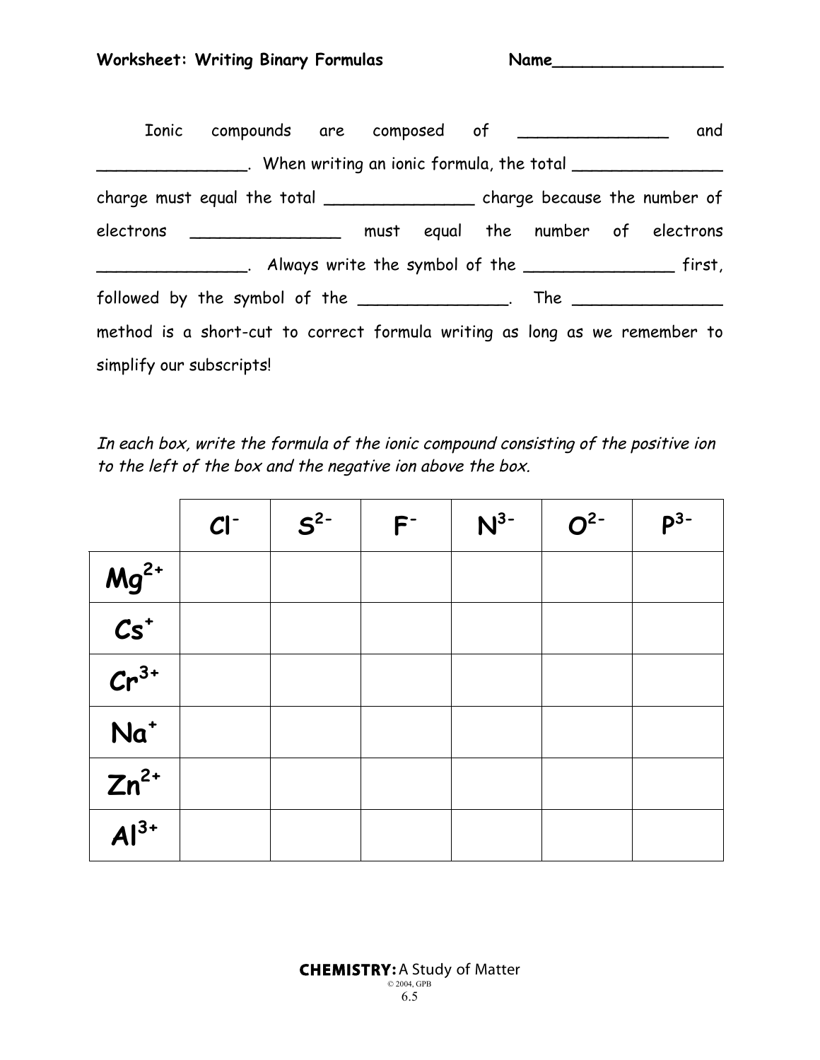**Worksheet: Writing Binary Formulas** **Name_________________**

Ionic compounds are composed of _______________ and _______________. When writing an ionic formula, the total _______________ charge must equal the total _______________ charge because the number of electrons _______________ must equal the number of electrons _______________. Always write the symbol of the _______________ first, followed by the symbol of the _______________. The _______________ method is a short-cut to correct formula writing as long as we remember to simplify our subscripts!

*In each box, write the formula of the ionic compound consisting of the positive ion to the left of the box and the negative ion above the box.*

| | $Cl^{-}$ | $S^{2-}$ | $F^{-}$ | $N^{3-}$ | $O^{2-}$ | $P^{3-}$ |
|---|---|---|---|---|---|---|
| $Mg^{2+}$ | | | | | | |
| $Cs^{+}$ | | | | | | |
| $Cr^{3+}$ | | | | | | |
| $Na^{+}$ | | | | | | |
| $Zn^{2+}$ | | | | | | |
| $Al^{3+}$ | | | | | | |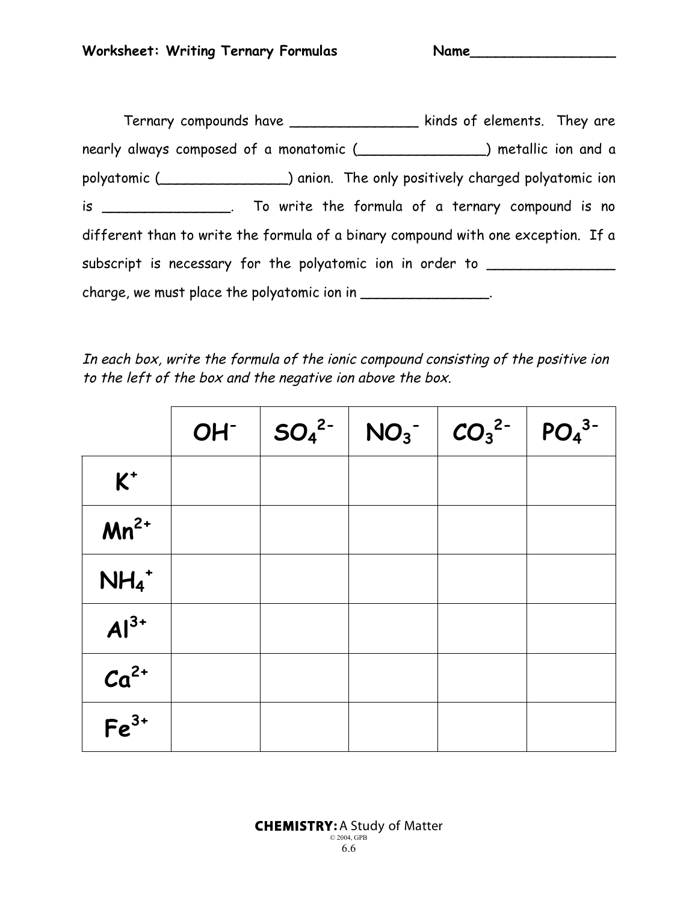**Worksheet: Writing Ternary Formulas** Name_________________

Ternary compounds have _______________ kinds of elements. They are nearly always composed of a monatomic (_______________) metallic ion and a polyatomic (_______________) anion. The only positively charged polyatomic ion is _______________. To write the formula of a ternary compound is no different than to write the formula of a binary compound with one exception. If a subscript is necessary for the polyatomic ion in order to _______________ charge, we must place the polyatomic ion in _______________.

*In each box, write the formula of the ionic compound consisting of the positive ion to the left of the box and the negative ion above the box.*

| | $OH^-$ | $SO_4^{2-}$ | $NO_3^-$ | $CO_3^{2-}$ | $PO_4^{3-}$ |
|---|---|---|---|---|---|
| $K^+$ | | | | | |
| $Mn^{2+}$ | | | | | |
| $NH_4^+$ | | | | | |
| $Al^{3+}$ | | | | | |
| $Ca^{2+}$ | | | | | |
| $Fe^{3+}$ | | | | | |

**CHEMISTRY:** A Study of Matter
© 2004, GPB
6.6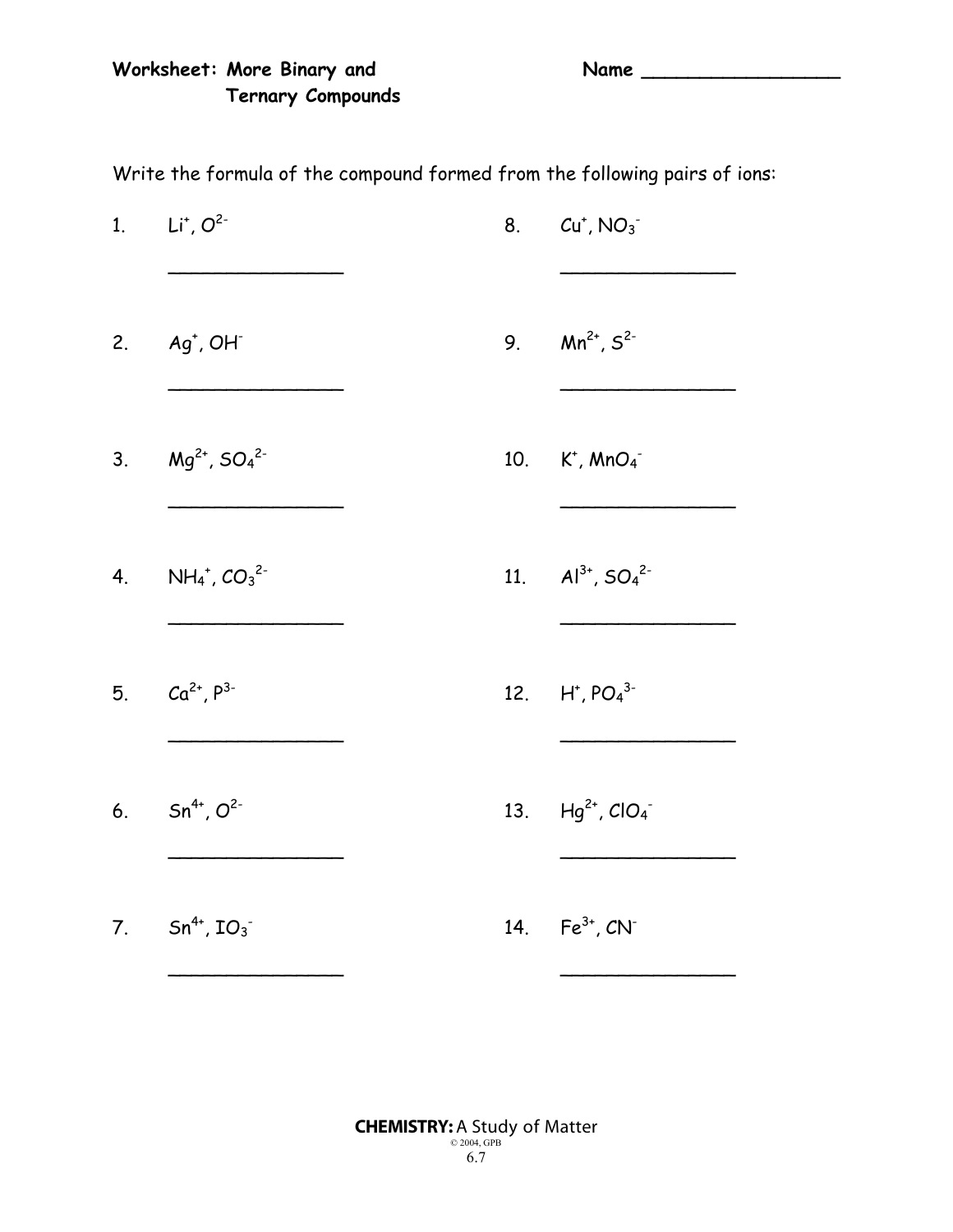**Worksheet: More Binary and Ternary Compounds**

Name ________________

Write the formula of the compound formed from the following pairs of ions:

1. $Li^{+}$, $O^{2-}$

   _______________

2. $Ag^{+}$, $OH^{-}$

   _______________

3. $Mg^{2+}$, $SO_4^{2-}$

   _______________

4. $NH_4^{+}$, $CO_3^{2-}$

   _______________

5. $Ca^{2+}$, $P^{3-}$

   _______________

6. $Sn^{4+}$, $O^{2-}$

   _______________

7. $Sn^{4+}$, $IO_3^{-}$

   _______________

8. $Cu^{+}$, $NO_3^{-}$

   _______________

9. $Mn^{2+}$, $S^{2-}$

   _______________

10. $K^{+}$, $MnO_4^{-}$

    _______________

11. $Al^{3+}$, $SO_4^{2-}$

    _______________

12. $H^{+}$, $PO_4^{3-}$

    _______________

13. $Hg^{2+}$, $ClO_4^{-}$

    _______________

14. $Fe^{3+}$, $CN^{-}$

    _______________

**CHEMISTRY:** A Study of Matter
© 2004, GPB
6.7